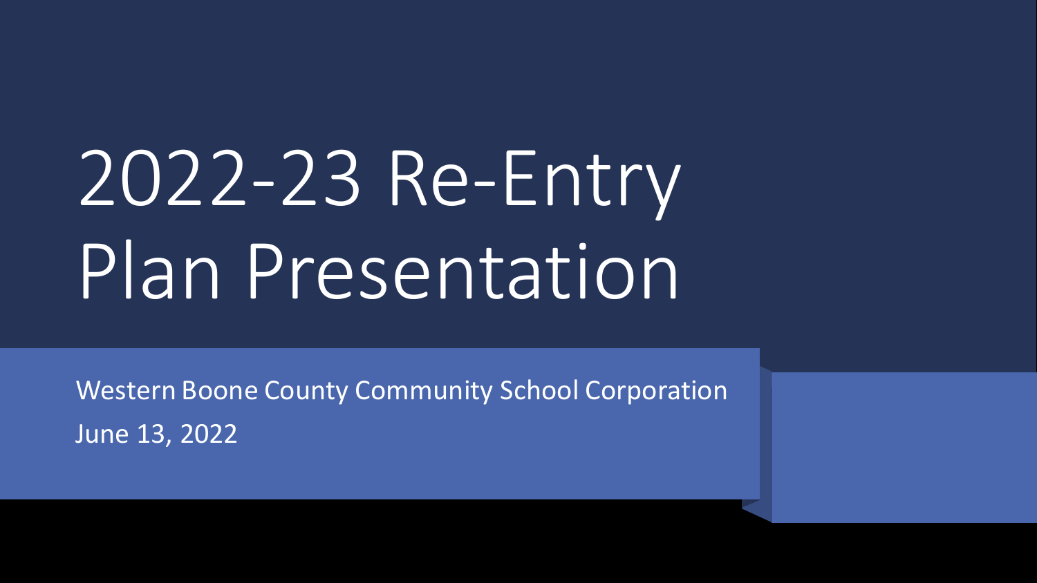# 2022-23 Re-Entry Plan Presentation

Western Boone County Community School Corporation

June 13, 2022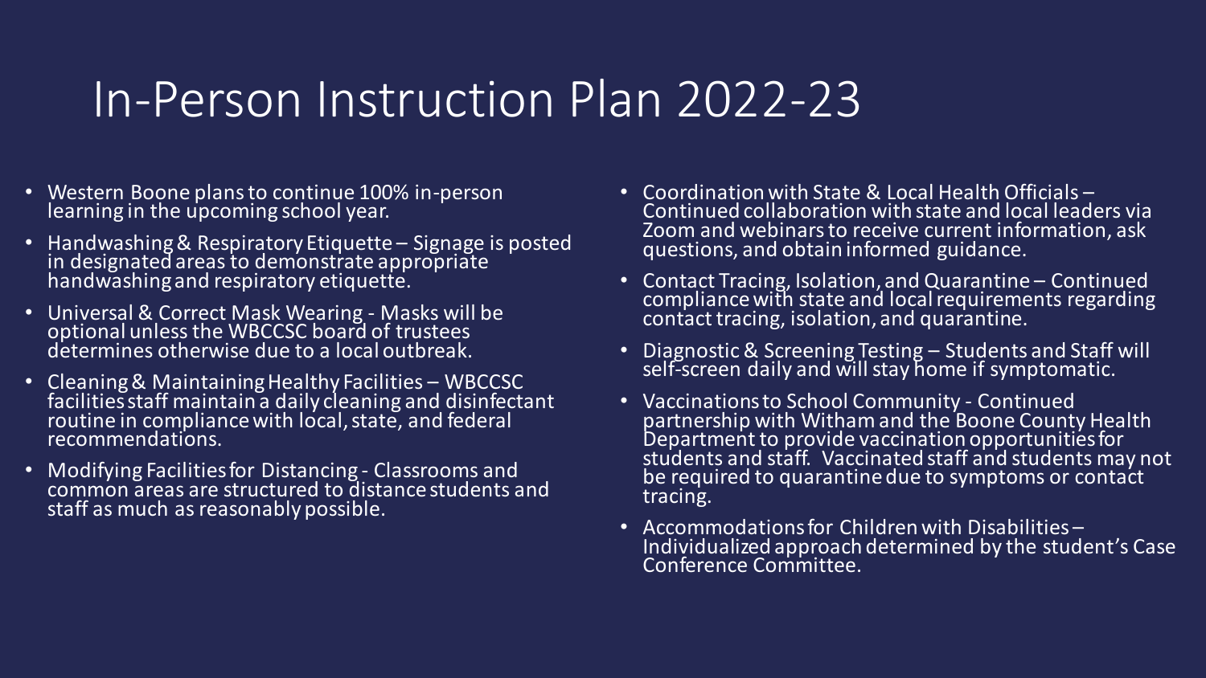# In-Person Instruction Plan 2022-23

- Western Boone plans to continue 100% in-person learning in the upcoming school year.
- Handwashing & Respiratory Etiquette – Signage is posted in designated areas to demonstrate appropriate handwashing and respiratory etiquette.
- Universal & Correct Mask Wearing - Masks will be optional unless the WBCCSC board of trustees determines otherwise due to a local outbreak.
- Cleaning & Maintaining Healthy Facilities – WBCCSC facilities staff maintain a daily cleaning and disinfectant routine in compliance with local, state, and federal recommendations.
- Modifying Facilities for Distancing - Classrooms and common areas are structured to distance students and staff as much as reasonably possible.
- Coordination with State & Local Health Officials – Continued collaboration with state and local leaders via Zoom and webinars to receive current information, ask questions, and obtain informed guidance.
- Contact Tracing, Isolation, and Quarantine – Continued compliance with state and local requirements regarding contact tracing, isolation, and quarantine.
- Diagnostic & Screening Testing – Students and Staff will self-screen daily and will stay home if symptomatic.
- Vaccinations to School Community - Continued partnership with Witham and the Boone County Health Department to provide vaccination opportunities for students and staff. Vaccinated staff and students may not be required to quarantine due to symptoms or contact tracing.
- Accommodations for Children with Disabilities – Individualized approach determined by the student's Case Conference Committee.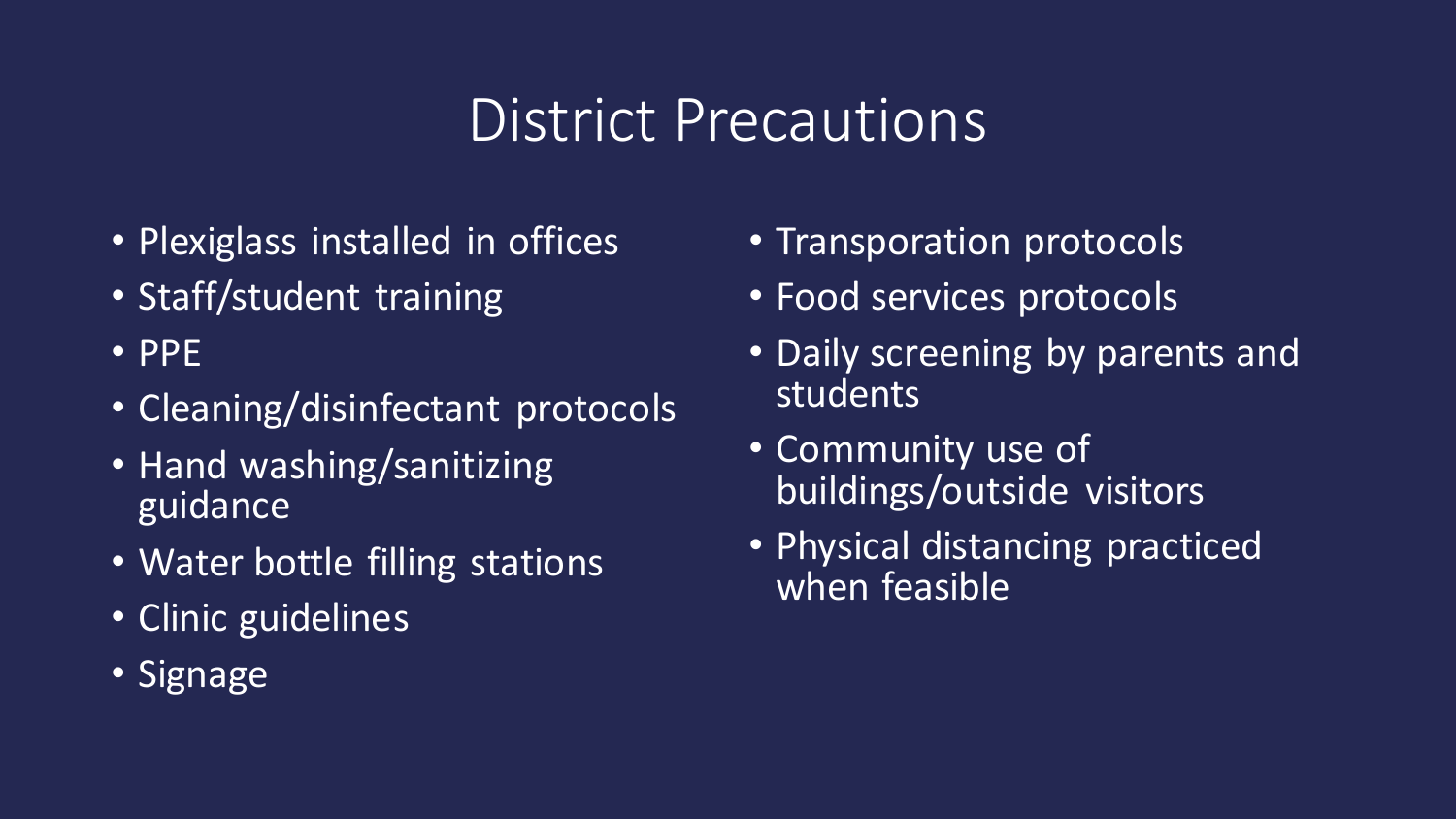# District Precautions

- Plexiglass installed in offices
- Staff/student training
- PPE
- Cleaning/disinfectant protocols
- Hand washing/sanitizing guidance
- Water bottle filling stations
- Clinic guidelines
- Signage
- Transporation protocols
- Food services protocols
- Daily screening by parents and students
- Community use of buildings/outside visitors
- Physical distancing practiced when feasible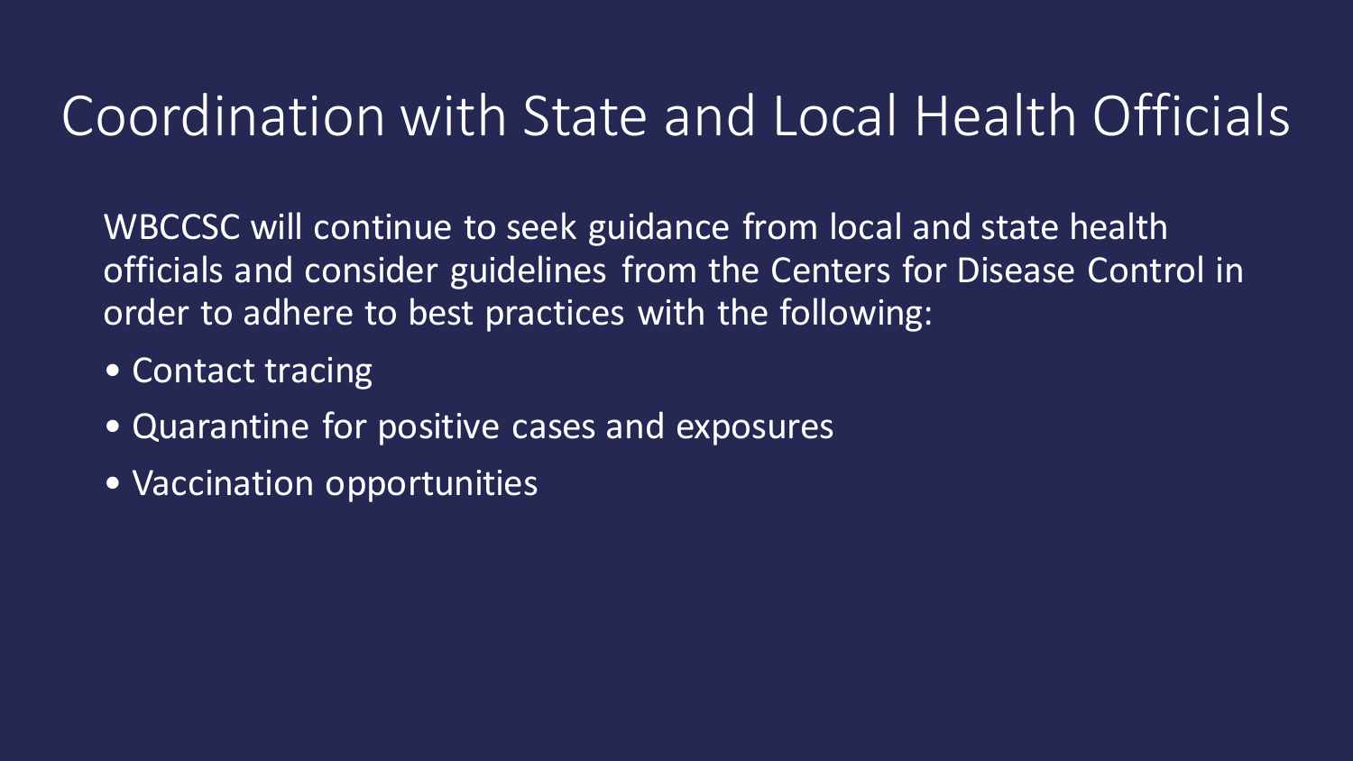# Coordination with State and Local Health Officials

WBCCSC will continue to seek guidance from local and state health officials and consider guidelines from the Centers for Disease Control in order to adhere to best practices with the following:

- Contact tracing
- Quarantine for positive cases and exposures
- Vaccination opportunities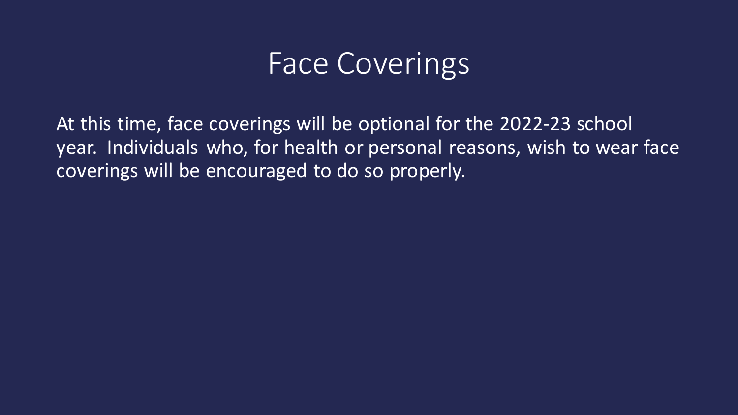# Face Coverings

At this time, face coverings will be optional for the 2022-23 school year. Individuals who, for health or personal reasons, wish to wear face coverings will be encouraged to do so properly.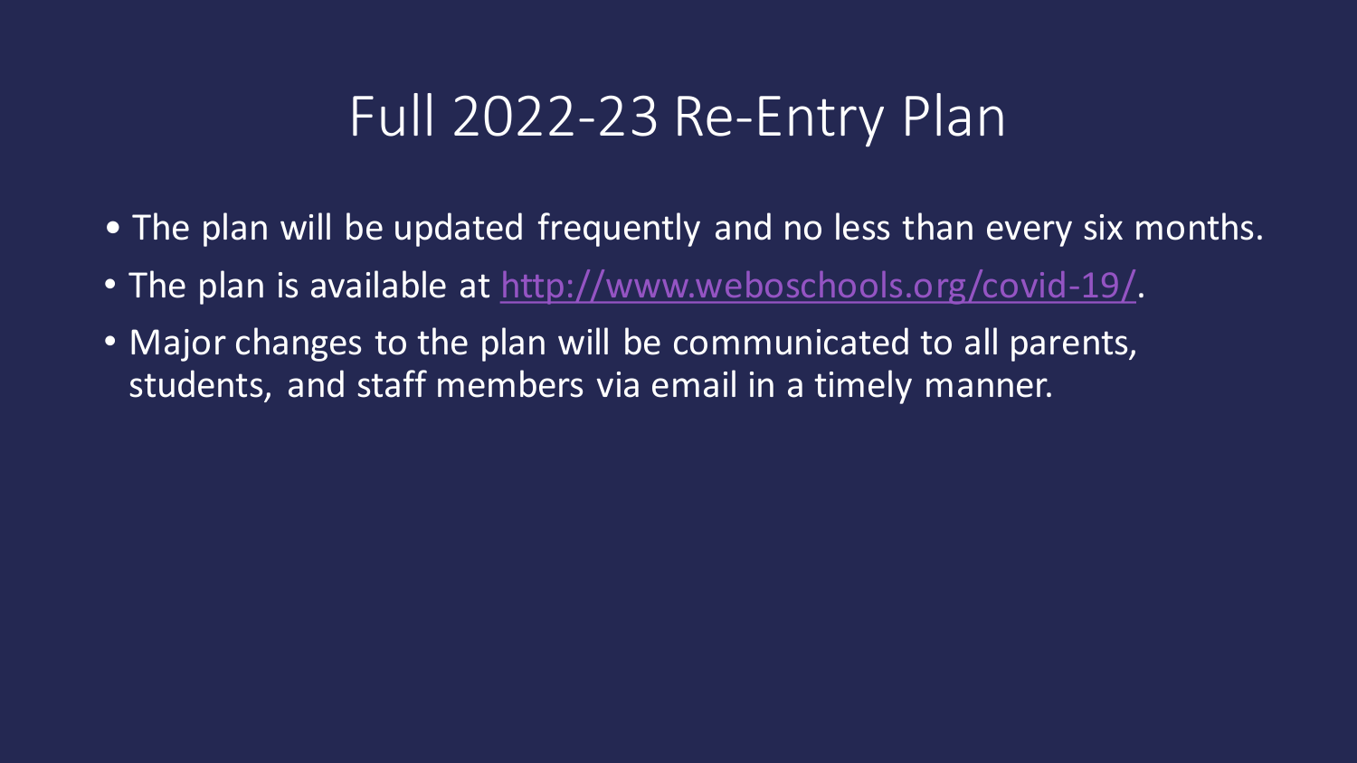# Full 2022-23 Re-Entry Plan

- The plan will be updated frequently and no less than every six months.
- The plan is available at [http://www.weboschools.org/covid-19/](http://www.weboschools.org/covid-19/).
- Major changes to the plan will be communicated to all parents, students, and staff members via email in a timely manner.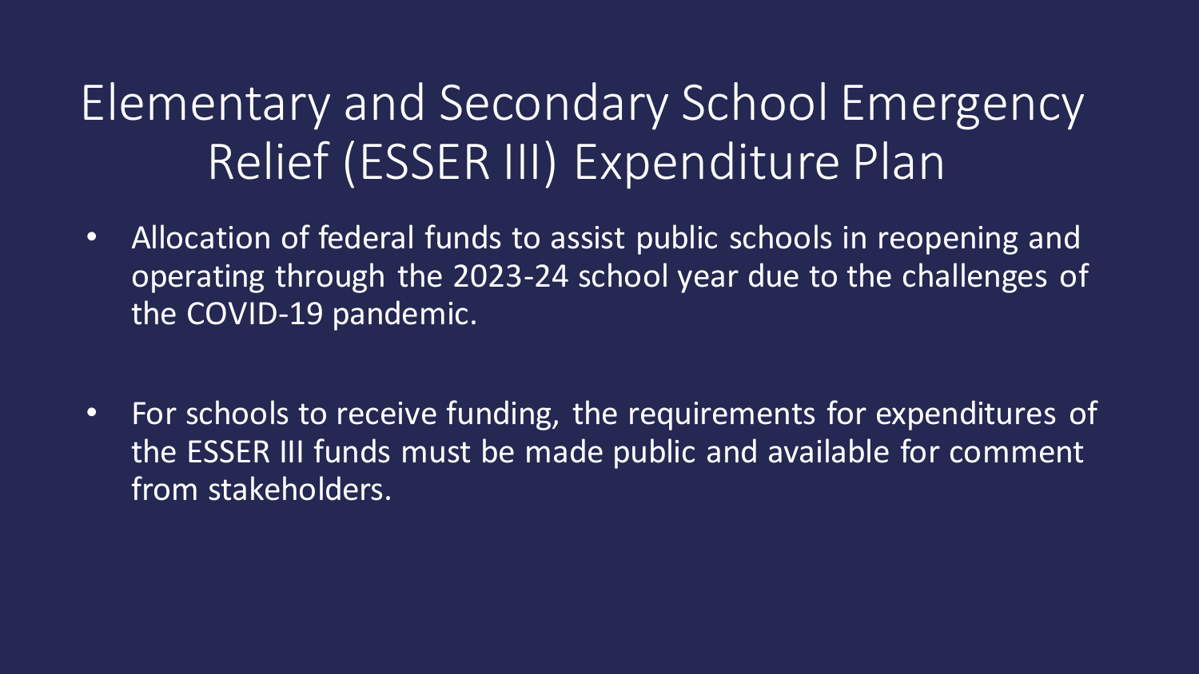# Elementary and Secondary School Emergency Relief (ESSER III) Expenditure Plan

- Allocation of federal funds to assist public schools in reopening and operating through the 2023-24 school year due to the challenges of the COVID-19 pandemic.
- For schools to receive funding, the requirements for expenditures of the ESSER III funds must be made public and available for comment from stakeholders.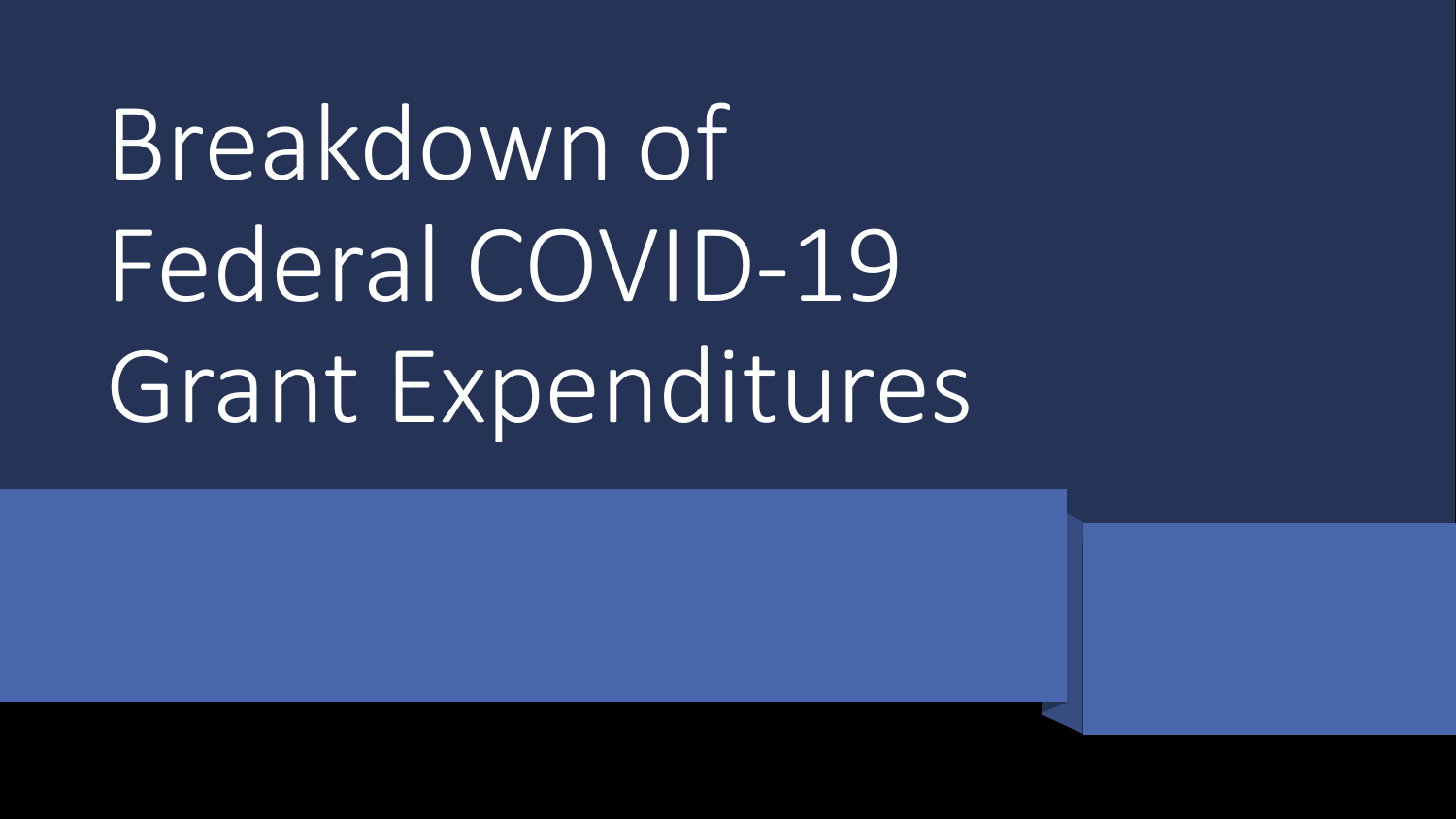# Breakdown of Federal COVID-19 Grant Expenditures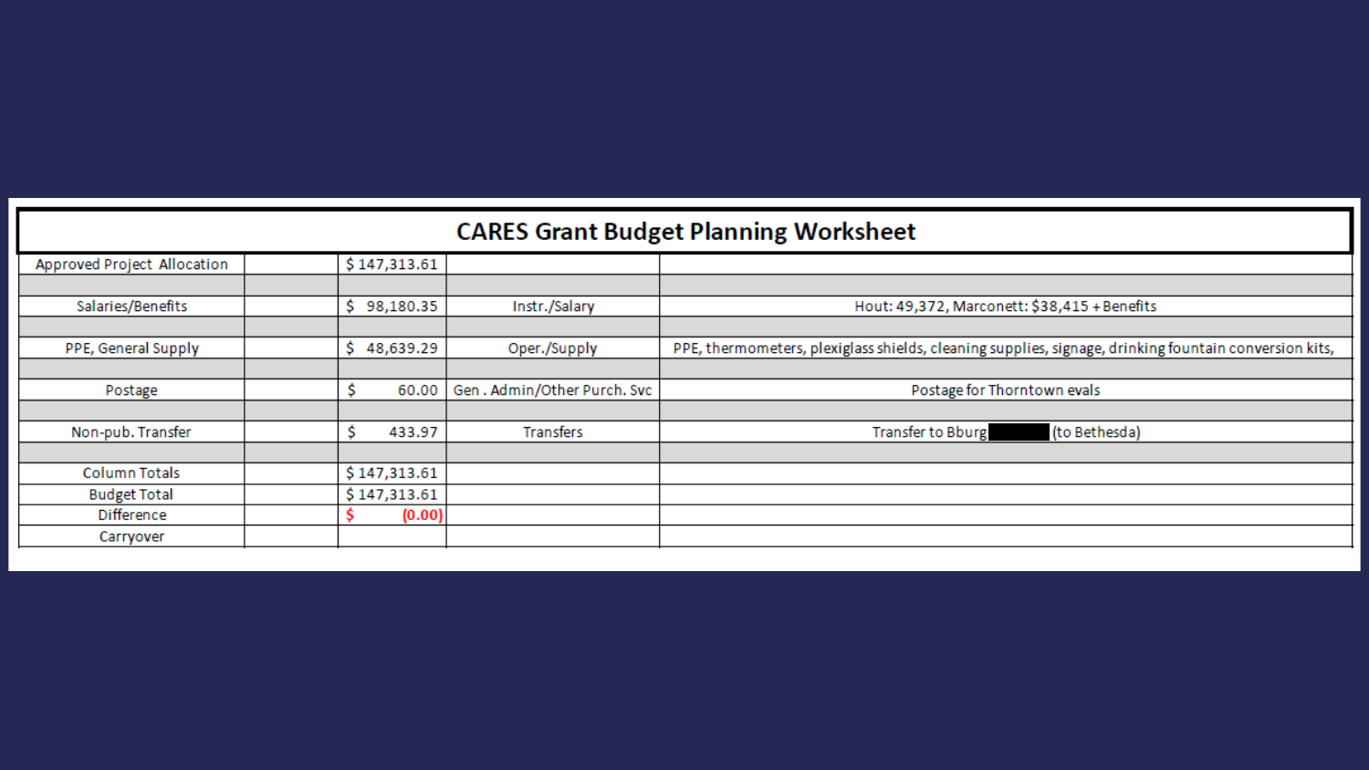# CARES Grant Budget Planning Worksheet

| | | | | |
|---|---|---|---|---|
| Approved Project Allocation | | $ 147,313.61 | | |
| | | | | |
| Salaries/Benefits | | $ 98,180.35 | Instr./Salary | Hout: 49,372, Marconett: $38,415 + Benefits |
| | | | | |
| PPE, General Supply | | $ 48,639.29 | Oper./Supply | PPE, thermometers, plexiglass shields, cleaning supplies, signage, drinking fountain conversion kits, |
| | | | | |
| Postage | | $ 60.00 | Gen . Admin/Other Purch. Svc | Postage for Thorntown evals |
| | | | | |
| Non-pub. Transfer | | $ 433.97 | Transfers | Transfer to Bburg ███ (to Bethesda) |
| | | | | |
| Column Totals | | $ 147,313.61 | | |
| Budget Total | | $ 147,313.61 | | |
| Difference | | $ (0.00) | | |
| Carryover | | | | |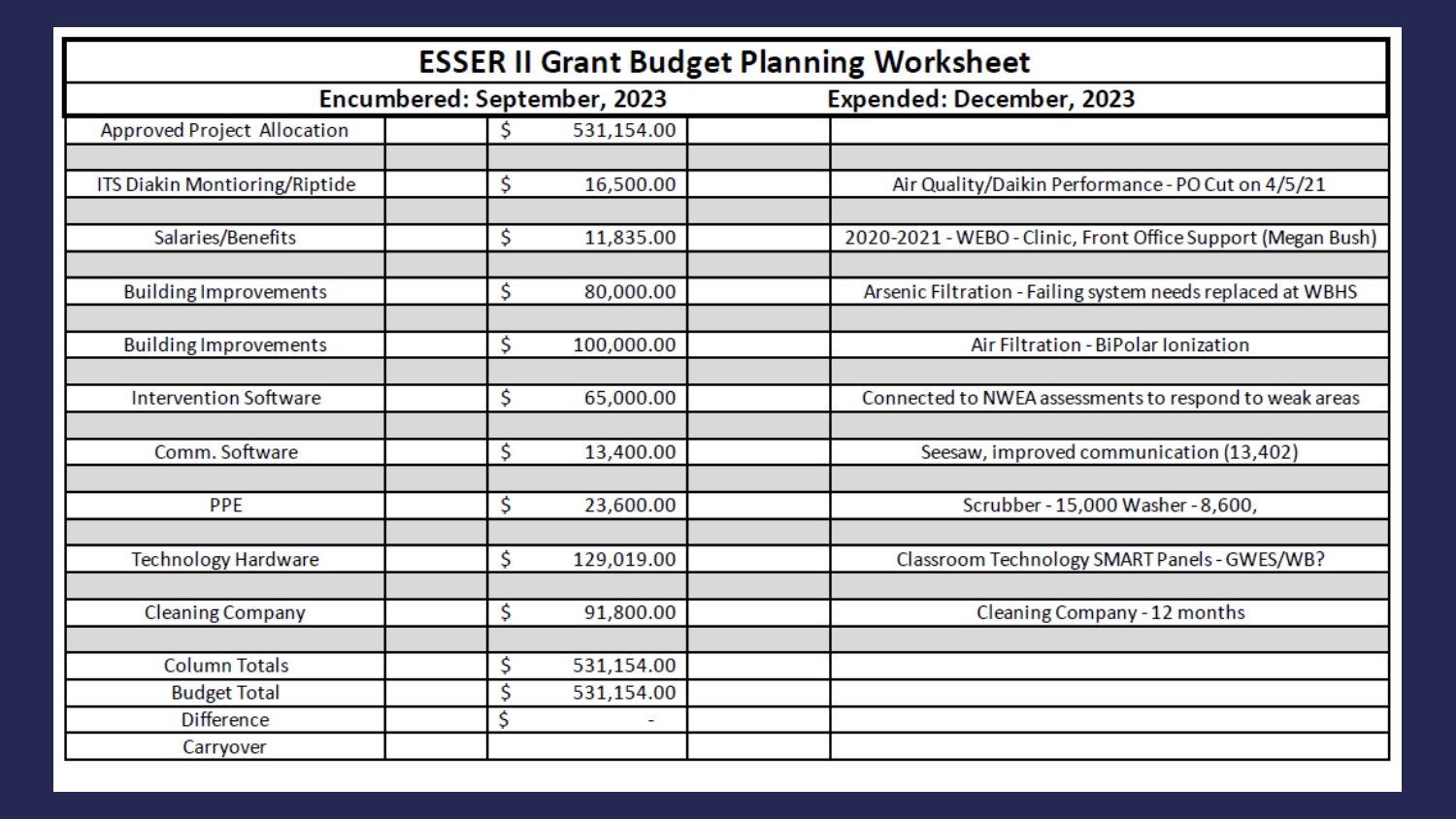# ESSER II Grant Budget Planning Worksheet

| Encumbered: September, 2023 | | | | Expended: December, 2023 |
|---|---|---|---|---|
| Approved Project Allocation | | $ 531,154.00 | | |
| | | | | |
| ITS Diakin Montioring/Riptide | | $ 16,500.00 | | Air Quality/Daikin Performance - PO Cut on 4/5/21 |
| | | | | |
| Salaries/Benefits | | $ 11,835.00 | | 2020-2021 - WEBO - Clinic, Front Office Support (Megan Bush) |
| | | | | |
| Building Improvements | | $ 80,000.00 | | Arsenic Filtration - Failing system needs replaced at WBHS |
| | | | | |
| Building Improvements | | $ 100,000.00 | | Air Filtration - BiPolar Ionization |
| | | | | |
| Intervention Software | | $ 65,000.00 | | Connected to NWEA assessments to respond to weak areas |
| | | | | |
| Comm. Software | | $ 13,400.00 | | Seesaw, improved communication (13,402) |
| | | | | |
| PPE | | $ 23,600.00 | | Scrubber - 15,000 Washer - 8,600, |
| | | | | |
| Technology Hardware | | $ 129,019.00 | | Classroom Technology SMART Panels - GWES/WB? |
| | | | | |
| Cleaning Company | | $ 91,800.00 | | Cleaning Company - 12 months |
| | | | | |
| Column Totals | | $ 531,154.00 | | |
| Budget Total | | $ 531,154.00 | | |
| Difference | | $ - | | |
| Carryover | | | | |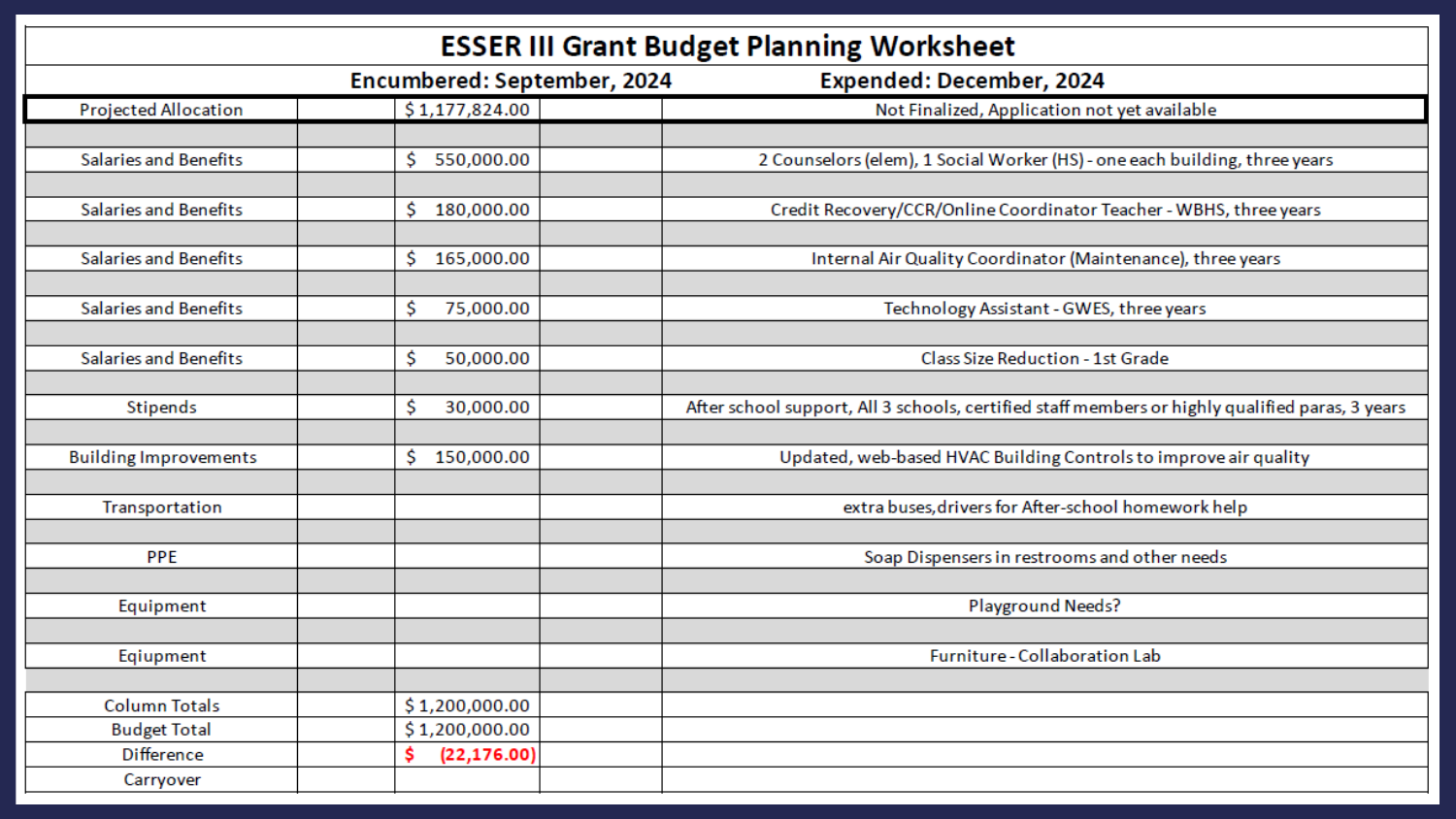# ESSER III Grant Budget Planning Worksheet

**Encumbered: September, 2024** **Expended: December, 2024**

| | | | | |
|---|---|---|---|---|
| Projected Allocation | | $ 1,177,824.00 | | Not Finalized, Application not yet available |
| | | | | |
| Salaries and Benefits | | $ 550,000.00 | | 2 Counselors (elem), 1 Social Worker (HS) - one each building, three years |
| | | | | |
| Salaries and Benefits | | $ 180,000.00 | | Credit Recovery/CCR/Online Coordinator Teacher - WBHS, three years |
| | | | | |
| Salaries and Benefits | | $ 165,000.00 | | Internal Air Quality Coordinator (Maintenance), three years |
| | | | | |
| Salaries and Benefits | | $ 75,000.00 | | Technology Assistant - GWES, three years |
| | | | | |
| Salaries and Benefits | | $ 50,000.00 | | Class Size Reduction - 1st Grade |
| | | | | |
| Stipends | | $ 30,000.00 | | After school support, All 3 schools, certified staff members or highly qualified paras, 3 years |
| | | | | |
| Building Improvements | | $ 150,000.00 | | Updated, web-based HVAC Building Controls to improve air quality |
| | | | | |
| Transportation | | | | extra buses,drivers for After-school homework help |
| | | | | |
| PPE | | | | Soap Dispensers in restrooms and other needs |
| | | | | |
| Equipment | | | | Playground Needs? |
| | | | | |
| Eqiupment | | | | Furniture - Collaboration Lab |
| | | | | |
| Column Totals | | $ 1,200,000.00 | | |
| Budget Total | | $ 1,200,000.00 | | |
| Difference | | $ (22,176.00) | | |
| Carryover | | | | |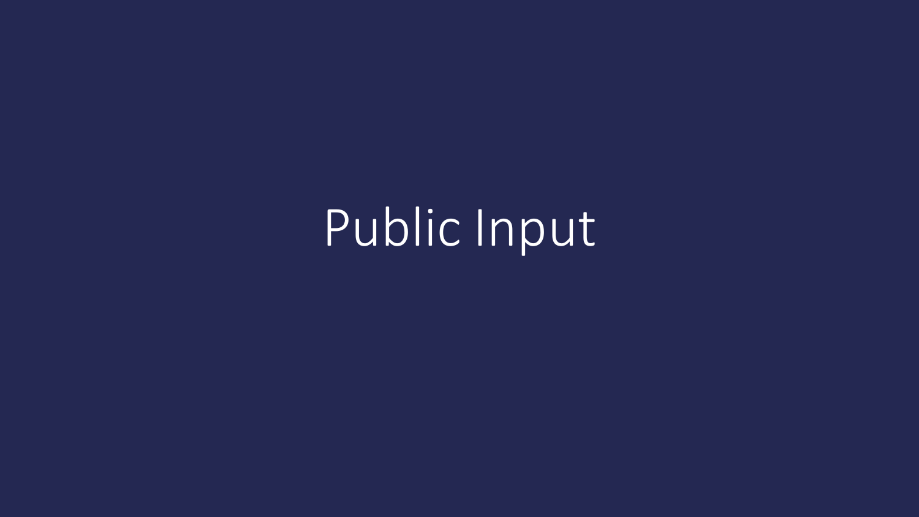# Public Input